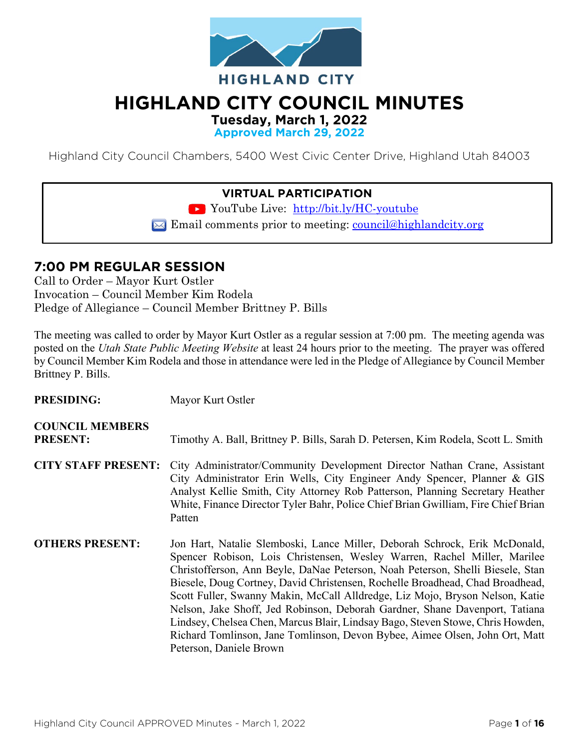HIGHLAND CITY

# HIGHLAND CITY COUNCIL MINUTES

**Tuesday, March 1, 2022**
**Approved March 29, 2022**

Highland City Council Chambers, 5400 West Civic Center Drive, Highland Utah 84003

**VIRTUAL PARTICIPATION**

YouTube Live: http://bit.ly/HC-youtube
Email comments prior to meeting: council@highlandcity.org

## 7:00 PM REGULAR SESSION

Call to Order – Mayor Kurt Ostler
Invocation – Council Member Kim Rodela
Pledge of Allegiance – Council Member Brittney P. Bills

The meeting was called to order by Mayor Kurt Ostler as a regular session at 7:00 pm. The meeting agenda was posted on the *Utah State Public Meeting Website* at least 24 hours prior to the meeting. The prayer was offered by Council Member Kim Rodela and those in attendance were led in the Pledge of Allegiance by Council Member Brittney P. Bills.

**PRESIDING:** Mayor Kurt Ostler

**COUNCIL MEMBERS PRESENT:** Timothy A. Ball, Brittney P. Bills, Sarah D. Petersen, Kim Rodela, Scott L. Smith

**CITY STAFF PRESENT:** City Administrator/Community Development Director Nathan Crane, Assistant City Administrator Erin Wells, City Engineer Andy Spencer, Planner & GIS Analyst Kellie Smith, City Attorney Rob Patterson, Planning Secretary Heather White, Finance Director Tyler Bahr, Police Chief Brian Gwilliam, Fire Chief Brian Patten

**OTHERS PRESENT:** Jon Hart, Natalie Slemboski, Lance Miller, Deborah Schrock, Erik McDonald, Spencer Robison, Lois Christensen, Wesley Warren, Rachel Miller, Marilee Christofferson, Ann Beyle, DaNae Peterson, Noah Peterson, Shelli Biesele, Stan Biesele, Doug Cortney, David Christensen, Rochelle Broadhead, Chad Broadhead, Scott Fuller, Swanny Makin, McCall Alldredge, Liz Mojo, Bryson Nelson, Katie Nelson, Jake Shoff, Jed Robinson, Deborah Gardner, Shane Davenport, Tatiana Lindsey, Chelsea Chen, Marcus Blair, Lindsay Bago, Steven Stowe, Chris Howden, Richard Tomlinson, Jane Tomlinson, Devon Bybee, Aimee Olsen, John Ort, Matt Peterson, Daniele Brown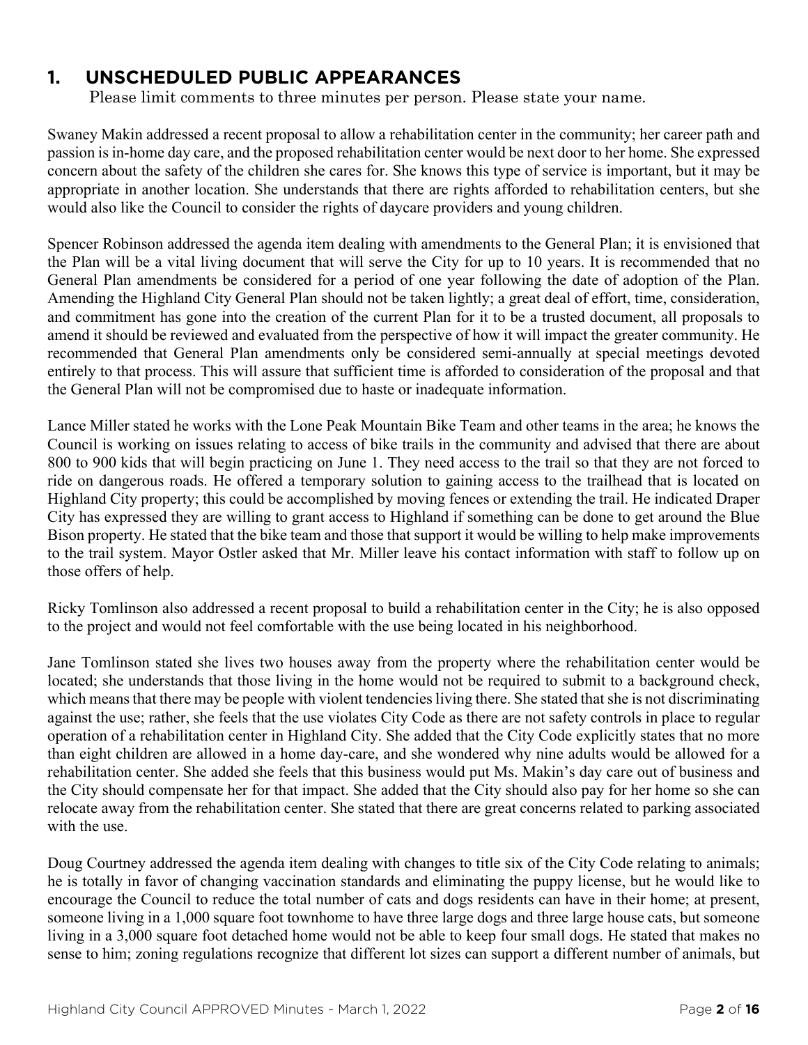## 1. UNSCHEDULED PUBLIC APPEARANCES

Please limit comments to three minutes per person. Please state your name.

Swaney Makin addressed a recent proposal to allow a rehabilitation center in the community; her career path and passion is in-home day care, and the proposed rehabilitation center would be next door to her home. She expressed concern about the safety of the children she cares for. She knows this type of service is important, but it may be appropriate in another location. She understands that there are rights afforded to rehabilitation centers, but she would also like the Council to consider the rights of daycare providers and young children.

Spencer Robinson addressed the agenda item dealing with amendments to the General Plan; it is envisioned that the Plan will be a vital living document that will serve the City for up to 10 years. It is recommended that no General Plan amendments be considered for a period of one year following the date of adoption of the Plan. Amending the Highland City General Plan should not be taken lightly; a great deal of effort, time, consideration, and commitment has gone into the creation of the current Plan for it to be a trusted document, all proposals to amend it should be reviewed and evaluated from the perspective of how it will impact the greater community. He recommended that General Plan amendments only be considered semi-annually at special meetings devoted entirely to that process. This will assure that sufficient time is afforded to consideration of the proposal and that the General Plan will not be compromised due to haste or inadequate information.

Lance Miller stated he works with the Lone Peak Mountain Bike Team and other teams in the area; he knows the Council is working on issues relating to access of bike trails in the community and advised that there are about 800 to 900 kids that will begin practicing on June 1. They need access to the trail so that they are not forced to ride on dangerous roads. He offered a temporary solution to gaining access to the trailhead that is located on Highland City property; this could be accomplished by moving fences or extending the trail. He indicated Draper City has expressed they are willing to grant access to Highland if something can be done to get around the Blue Bison property. He stated that the bike team and those that support it would be willing to help make improvements to the trail system. Mayor Ostler asked that Mr. Miller leave his contact information with staff to follow up on those offers of help.

Ricky Tomlinson also addressed a recent proposal to build a rehabilitation center in the City; he is also opposed to the project and would not feel comfortable with the use being located in his neighborhood.

Jane Tomlinson stated she lives two houses away from the property where the rehabilitation center would be located; she understands that those living in the home would not be required to submit to a background check, which means that there may be people with violent tendencies living there. She stated that she is not discriminating against the use; rather, she feels that the use violates City Code as there are not safety controls in place to regular operation of a rehabilitation center in Highland City. She added that the City Code explicitly states that no more than eight children are allowed in a home day-care, and she wondered why nine adults would be allowed for a rehabilitation center. She added she feels that this business would put Ms. Makin's day care out of business and the City should compensate her for that impact. She added that the City should also pay for her home so she can relocate away from the rehabilitation center. She stated that there are great concerns related to parking associated with the use.

Doug Courtney addressed the agenda item dealing with changes to title six of the City Code relating to animals; he is totally in favor of changing vaccination standards and eliminating the puppy license, but he would like to encourage the Council to reduce the total number of cats and dogs residents can have in their home; at present, someone living in a 1,000 square foot townhome to have three large dogs and three large house cats, but someone living in a 3,000 square foot detached home would not be able to keep four small dogs. He stated that makes no sense to him; zoning regulations recognize that different lot sizes can support a different number of animals, but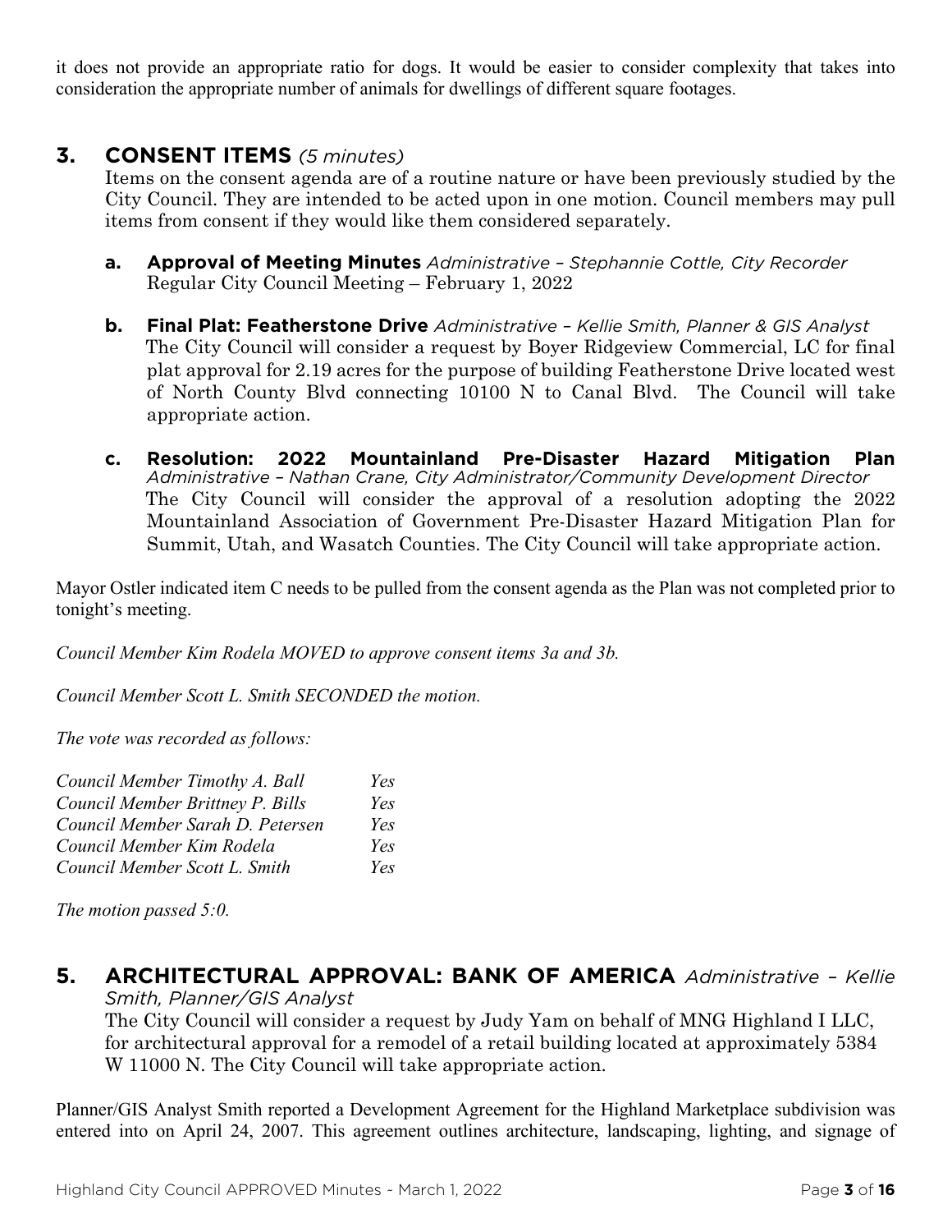it does not provide an appropriate ratio for dogs. It would be easier to consider complexity that takes into consideration the appropriate number of animals for dwellings of different square footages.

## 3. CONSENT ITEMS *(5 minutes)*

Items on the consent agenda are of a routine nature or have been previously studied by the City Council. They are intended to be acted upon in one motion. Council members may pull items from consent if they would like them considered separately.

**a. Approval of Meeting Minutes** *Administrative – Stephannie Cottle, City Recorder*
Regular City Council Meeting – February 1, 2022

**b. Final Plat: Featherstone Drive** *Administrative – Kellie Smith, Planner & GIS Analyst*
The City Council will consider a request by Boyer Ridgeview Commercial, LC for final plat approval for 2.19 acres for the purpose of building Featherstone Drive located west of North County Blvd connecting 10100 N to Canal Blvd. The Council will take appropriate action.

**c. Resolution: 2022 Mountainland Pre-Disaster Hazard Mitigation Plan** *Administrative – Nathan Crane, City Administrator/Community Development Director*
The City Council will consider the approval of a resolution adopting the 2022 Mountainland Association of Government Pre-Disaster Hazard Mitigation Plan for Summit, Utah, and Wasatch Counties. The City Council will take appropriate action.

Mayor Ostler indicated item C needs to be pulled from the consent agenda as the Plan was not completed prior to tonight's meeting.

*Council Member Kim Rodela MOVED to approve consent items 3a and 3b.*

*Council Member Scott L. Smith SECONDED the motion.*

*The vote was recorded as follows:*

| | |
|---|---|
| *Council Member Timothy A. Ball* | *Yes* |
| *Council Member Brittney P. Bills* | *Yes* |
| *Council Member Sarah D. Petersen* | *Yes* |
| *Council Member Kim Rodela* | *Yes* |
| *Council Member Scott L. Smith* | *Yes* |

*The motion passed 5:0.*

## 5. ARCHITECTURAL APPROVAL: BANK OF AMERICA *Administrative – Kellie Smith, Planner/GIS Analyst*

The City Council will consider a request by Judy Yam on behalf of MNG Highland I LLC, for architectural approval for a remodel of a retail building located at approximately 5384 W 11000 N. The City Council will take appropriate action.

Planner/GIS Analyst Smith reported a Development Agreement for the Highland Marketplace subdivision was entered into on April 24, 2007. This agreement outlines architecture, landscaping, lighting, and signage of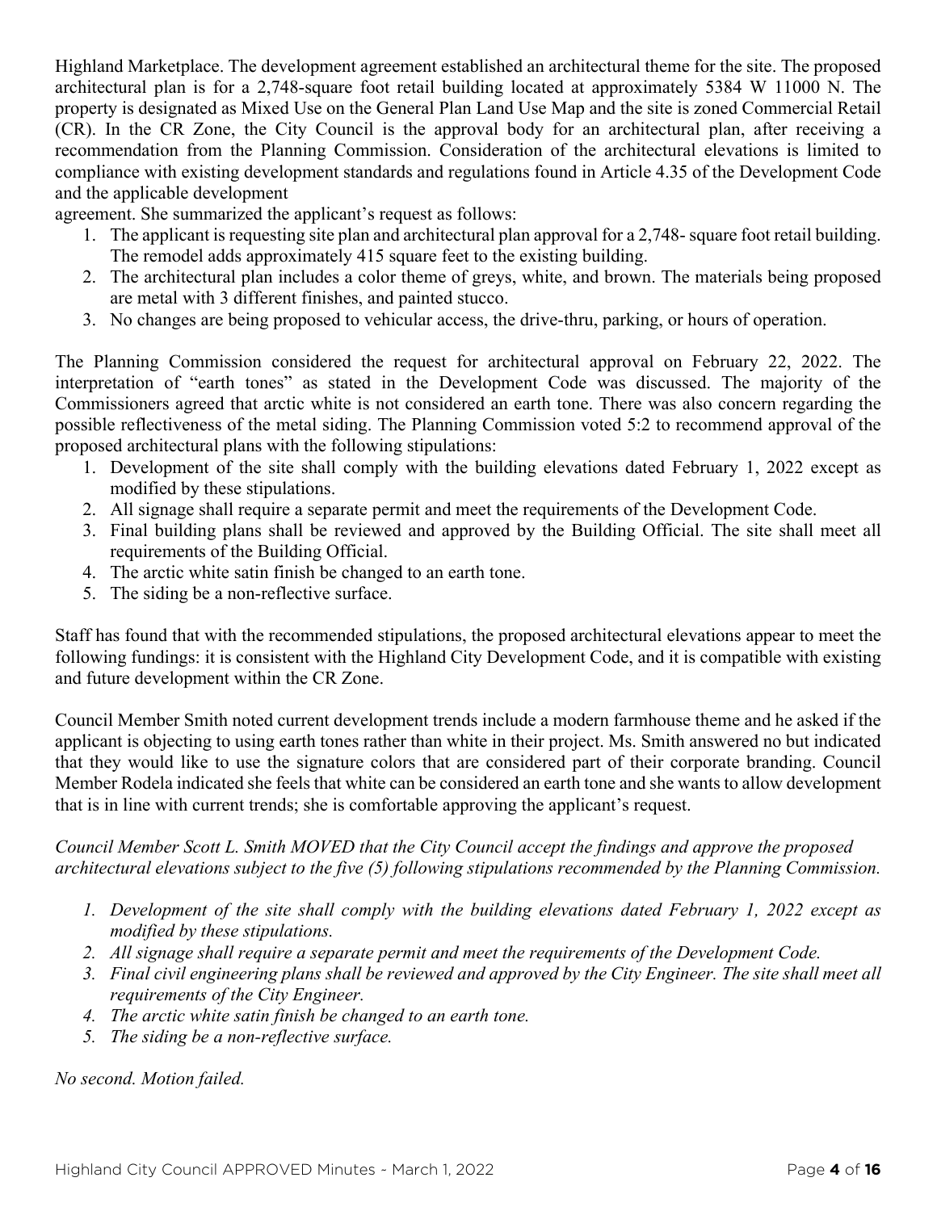Highland Marketplace. The development agreement established an architectural theme for the site. The proposed architectural plan is for a 2,748-square foot retail building located at approximately 5384 W 11000 N. The property is designated as Mixed Use on the General Plan Land Use Map and the site is zoned Commercial Retail (CR). In the CR Zone, the City Council is the approval body for an architectural plan, after receiving a recommendation from the Planning Commission. Consideration of the architectural elevations is limited to compliance with existing development standards and regulations found in Article 4.35 of the Development Code and the applicable development agreement. She summarized the applicant's request as follows:

1. The applicant is requesting site plan and architectural plan approval for a 2,748- square foot retail building. The remodel adds approximately 415 square feet to the existing building.
2. The architectural plan includes a color theme of greys, white, and brown. The materials being proposed are metal with 3 different finishes, and painted stucco.
3. No changes are being proposed to vehicular access, the drive-thru, parking, or hours of operation.

The Planning Commission considered the request for architectural approval on February 22, 2022. The interpretation of "earth tones" as stated in the Development Code was discussed. The majority of the Commissioners agreed that arctic white is not considered an earth tone. There was also concern regarding the possible reflectiveness of the metal siding. The Planning Commission voted 5:2 to recommend approval of the proposed architectural plans with the following stipulations:

1. Development of the site shall comply with the building elevations dated February 1, 2022 except as modified by these stipulations.
2. All signage shall require a separate permit and meet the requirements of the Development Code.
3. Final building plans shall be reviewed and approved by the Building Official. The site shall meet all requirements of the Building Official.
4. The arctic white satin finish be changed to an earth tone.
5. The siding be a non-reflective surface.

Staff has found that with the recommended stipulations, the proposed architectural elevations appear to meet the following fundings: it is consistent with the Highland City Development Code, and it is compatible with existing and future development within the CR Zone.

Council Member Smith noted current development trends include a modern farmhouse theme and he asked if the applicant is objecting to using earth tones rather than white in their project. Ms. Smith answered no but indicated that they would like to use the signature colors that are considered part of their corporate branding. Council Member Rodela indicated she feels that white can be considered an earth tone and she wants to allow development that is in line with current trends; she is comfortable approving the applicant's request.

*Council Member Scott L. Smith MOVED that the City Council accept the findings and approve the proposed architectural elevations subject to the five (5) following stipulations recommended by the Planning Commission.*

1. *Development of the site shall comply with the building elevations dated February 1, 2022 except as modified by these stipulations.*
2. *All signage shall require a separate permit and meet the requirements of the Development Code.*
3. *Final civil engineering plans shall be reviewed and approved by the City Engineer. The site shall meet all requirements of the City Engineer.*
4. *The arctic white satin finish be changed to an earth tone.*
5. *The siding be a non-reflective surface.*

*No second. Motion failed.*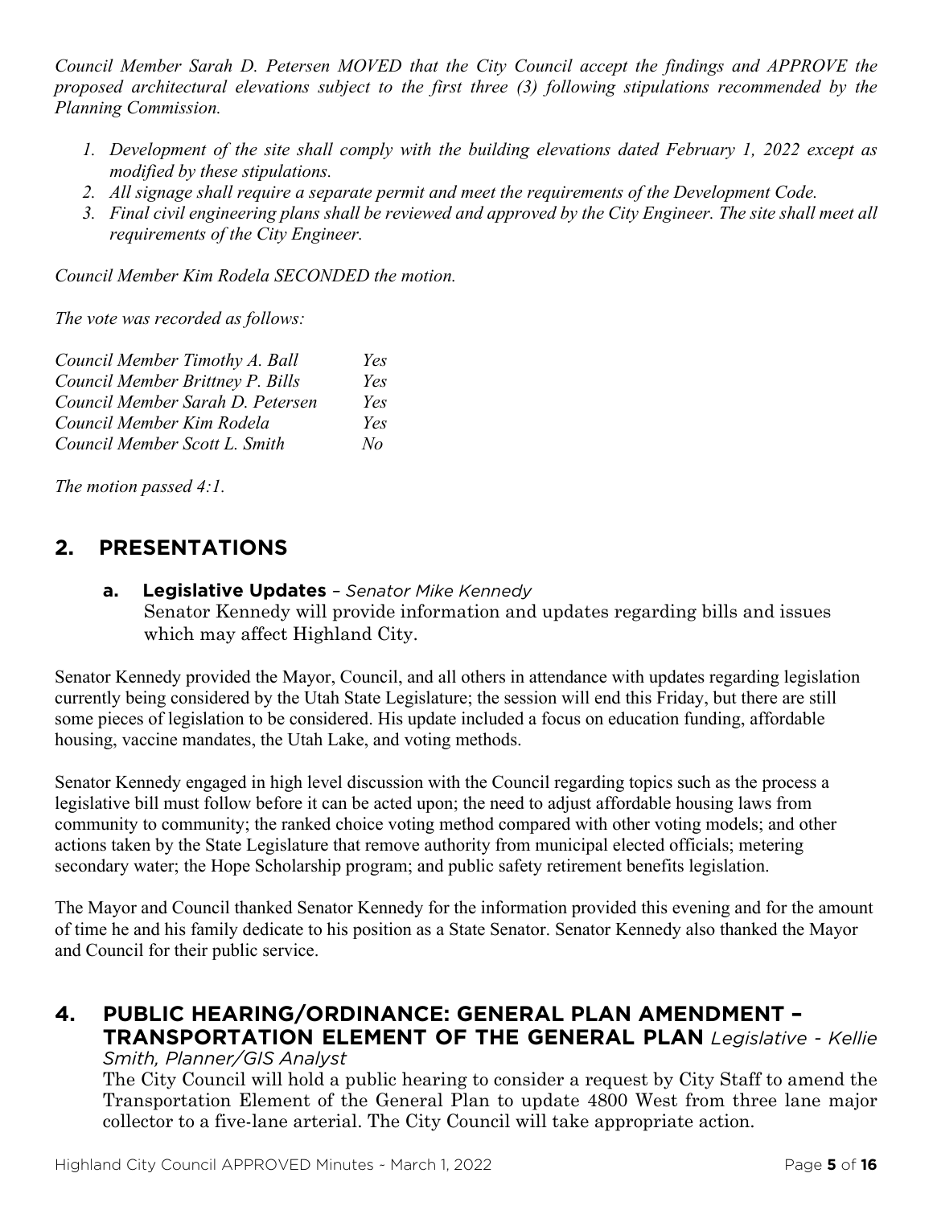*Council Member Sarah D. Petersen MOVED that the City Council accept the findings and APPROVE the proposed architectural elevations subject to the first three (3) following stipulations recommended by the Planning Commission.*

1. *Development of the site shall comply with the building elevations dated February 1, 2022 except as modified by these stipulations.*
2. *All signage shall require a separate permit and meet the requirements of the Development Code.*
3. *Final civil engineering plans shall be reviewed and approved by the City Engineer. The site shall meet all requirements of the City Engineer.*

*Council Member Kim Rodela SECONDED the motion.*

*The vote was recorded as follows:*

| | |
|---|---|
| *Council Member Timothy A. Ball* | *Yes* |
| *Council Member Brittney P. Bills* | *Yes* |
| *Council Member Sarah D. Petersen* | *Yes* |
| *Council Member Kim Rodela* | *Yes* |
| *Council Member Scott L. Smith* | *No* |

*The motion passed 4:1.*

## 2. PRESENTATIONS

### a. Legislative Updates – *Senator Mike Kennedy*

Senator Kennedy will provide information and updates regarding bills and issues which may affect Highland City.

Senator Kennedy provided the Mayor, Council, and all others in attendance with updates regarding legislation currently being considered by the Utah State Legislature; the session will end this Friday, but there are still some pieces of legislation to be considered. His update included a focus on education funding, affordable housing, vaccine mandates, the Utah Lake, and voting methods.

Senator Kennedy engaged in high level discussion with the Council regarding topics such as the process a legislative bill must follow before it can be acted upon; the need to adjust affordable housing laws from community to community; the ranked choice voting method compared with other voting models; and other actions taken by the State Legislature that remove authority from municipal elected officials; metering secondary water; the Hope Scholarship program; and public safety retirement benefits legislation.

The Mayor and Council thanked Senator Kennedy for the information provided this evening and for the amount of time he and his family dedicate to his position as a State Senator. Senator Kennedy also thanked the Mayor and Council for their public service.

## 4. PUBLIC HEARING/ORDINANCE: GENERAL PLAN AMENDMENT – TRANSPORTATION ELEMENT OF THE GENERAL PLAN *Legislative - Kellie Smith, Planner/GIS Analyst*

The City Council will hold a public hearing to consider a request by City Staff to amend the Transportation Element of the General Plan to update 4800 West from three lane major collector to a five-lane arterial. The City Council will take appropriate action.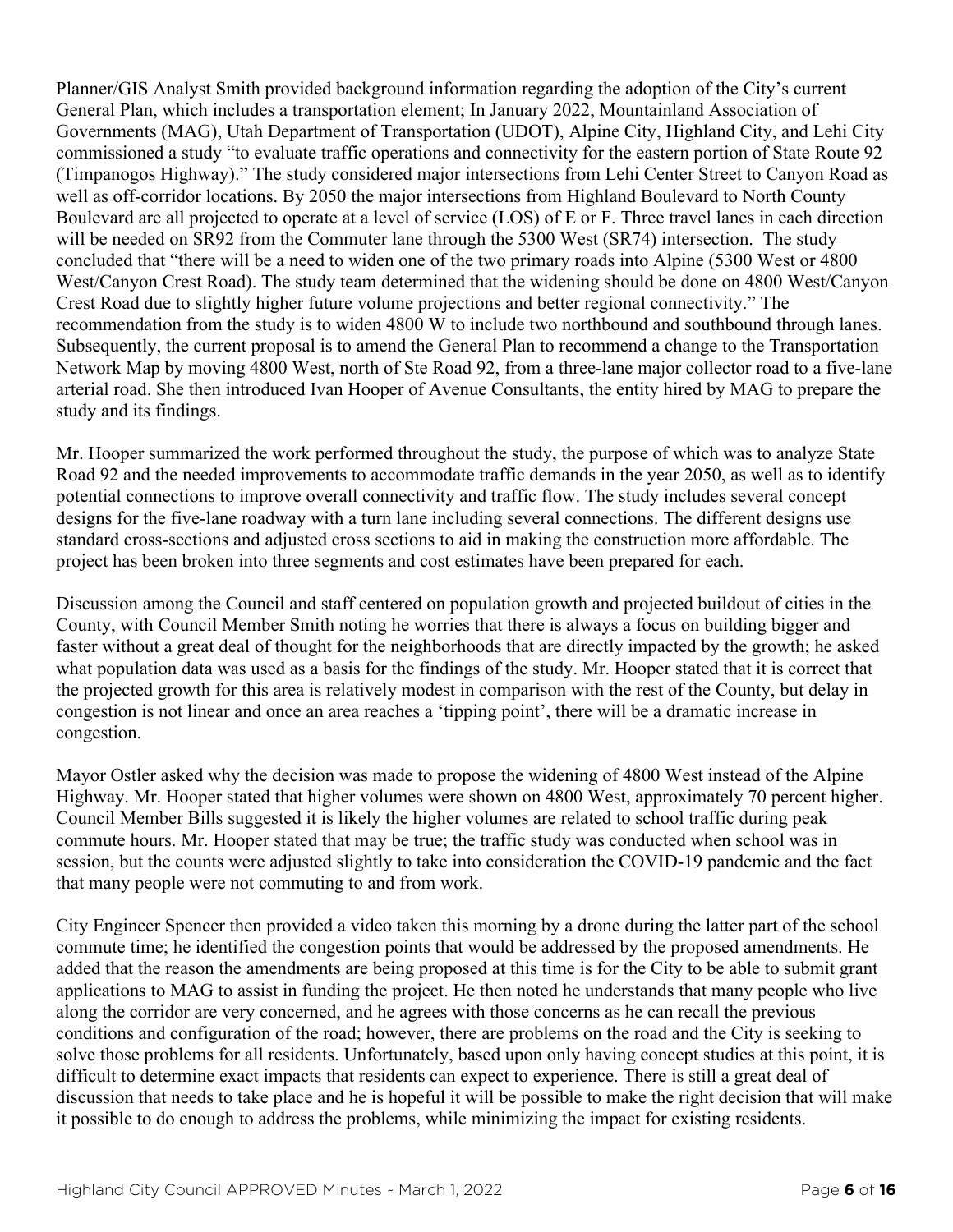Planner/GIS Analyst Smith provided background information regarding the adoption of the City's current General Plan, which includes a transportation element; In January 2022, Mountainland Association of Governments (MAG), Utah Department of Transportation (UDOT), Alpine City, Highland City, and Lehi City commissioned a study "to evaluate traffic operations and connectivity for the eastern portion of State Route 92 (Timpanogos Highway)." The study considered major intersections from Lehi Center Street to Canyon Road as well as off-corridor locations. By 2050 the major intersections from Highland Boulevard to North County Boulevard are all projected to operate at a level of service (LOS) of E or F. Three travel lanes in each direction will be needed on SR92 from the Commuter lane through the 5300 West (SR74) intersection. The study concluded that "there will be a need to widen one of the two primary roads into Alpine (5300 West or 4800 West/Canyon Crest Road). The study team determined that the widening should be done on 4800 West/Canyon Crest Road due to slightly higher future volume projections and better regional connectivity." The recommendation from the study is to widen 4800 W to include two northbound and southbound through lanes. Subsequently, the current proposal is to amend the General Plan to recommend a change to the Transportation Network Map by moving 4800 West, north of Ste Road 92, from a three-lane major collector road to a five-lane arterial road. She then introduced Ivan Hooper of Avenue Consultants, the entity hired by MAG to prepare the study and its findings.

Mr. Hooper summarized the work performed throughout the study, the purpose of which was to analyze State Road 92 and the needed improvements to accommodate traffic demands in the year 2050, as well as to identify potential connections to improve overall connectivity and traffic flow. The study includes several concept designs for the five-lane roadway with a turn lane including several connections. The different designs use standard cross-sections and adjusted cross sections to aid in making the construction more affordable. The project has been broken into three segments and cost estimates have been prepared for each.

Discussion among the Council and staff centered on population growth and projected buildout of cities in the County, with Council Member Smith noting he worries that there is always a focus on building bigger and faster without a great deal of thought for the neighborhoods that are directly impacted by the growth; he asked what population data was used as a basis for the findings of the study. Mr. Hooper stated that it is correct that the projected growth for this area is relatively modest in comparison with the rest of the County, but delay in congestion is not linear and once an area reaches a 'tipping point', there will be a dramatic increase in congestion.

Mayor Ostler asked why the decision was made to propose the widening of 4800 West instead of the Alpine Highway. Mr. Hooper stated that higher volumes were shown on 4800 West, approximately 70 percent higher. Council Member Bills suggested it is likely the higher volumes are related to school traffic during peak commute hours. Mr. Hooper stated that may be true; the traffic study was conducted when school was in session, but the counts were adjusted slightly to take into consideration the COVID-19 pandemic and the fact that many people were not commuting to and from work.

City Engineer Spencer then provided a video taken this morning by a drone during the latter part of the school commute time; he identified the congestion points that would be addressed by the proposed amendments. He added that the reason the amendments are being proposed at this time is for the City to be able to submit grant applications to MAG to assist in funding the project. He then noted he understands that many people who live along the corridor are very concerned, and he agrees with those concerns as he can recall the previous conditions and configuration of the road; however, there are problems on the road and the City is seeking to solve those problems for all residents. Unfortunately, based upon only having concept studies at this point, it is difficult to determine exact impacts that residents can expect to experience. There is still a great deal of discussion that needs to take place and he is hopeful it will be possible to make the right decision that will make it possible to do enough to address the problems, while minimizing the impact for existing residents.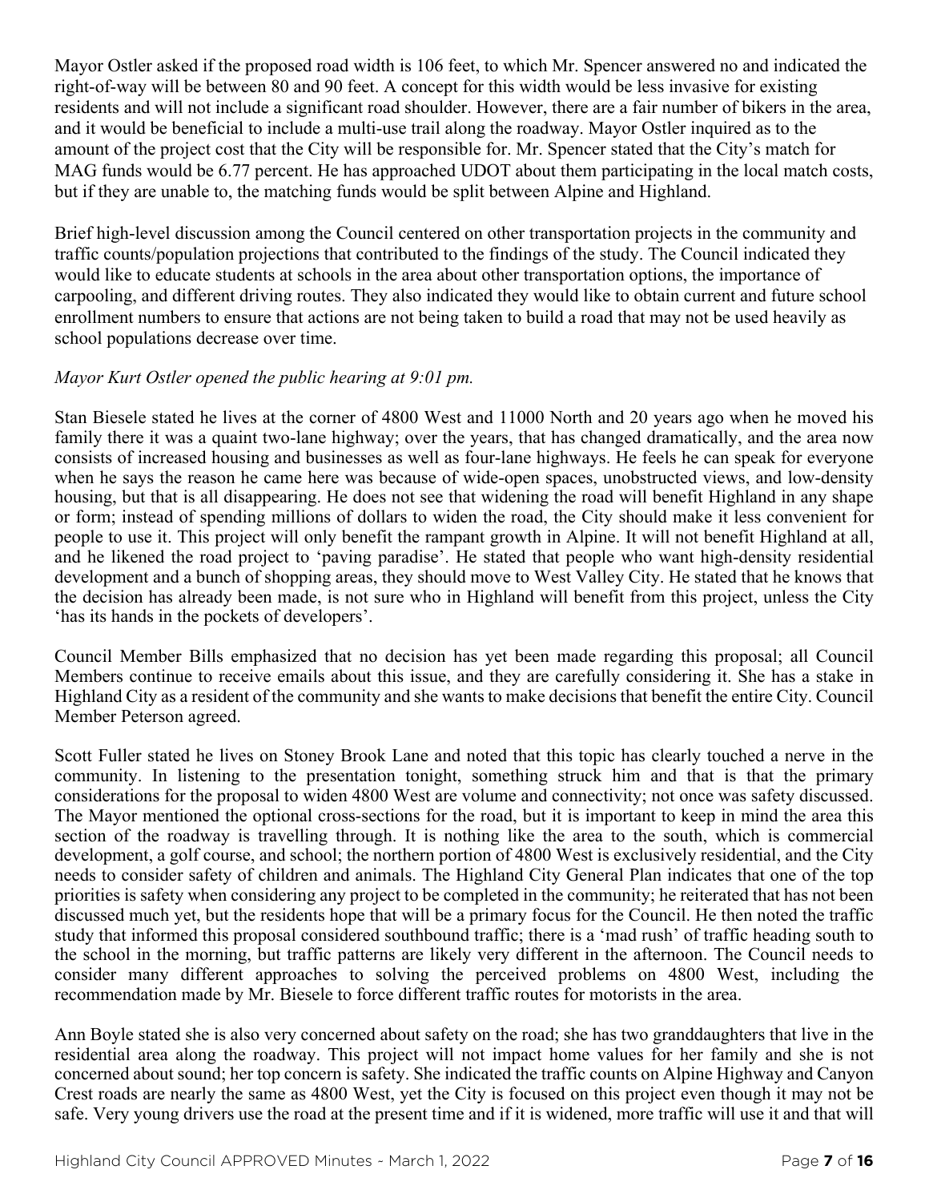Mayor Ostler asked if the proposed road width is 106 feet, to which Mr. Spencer answered no and indicated the right-of-way will be between 80 and 90 feet. A concept for this width would be less invasive for existing residents and will not include a significant road shoulder. However, there are a fair number of bikers in the area, and it would be beneficial to include a multi-use trail along the roadway. Mayor Ostler inquired as to the amount of the project cost that the City will be responsible for. Mr. Spencer stated that the City's match for MAG funds would be 6.77 percent. He has approached UDOT about them participating in the local match costs, but if they are unable to, the matching funds would be split between Alpine and Highland.

Brief high-level discussion among the Council centered on other transportation projects in the community and traffic counts/population projections that contributed to the findings of the study. The Council indicated they would like to educate students at schools in the area about other transportation options, the importance of carpooling, and different driving routes. They also indicated they would like to obtain current and future school enrollment numbers to ensure that actions are not being taken to build a road that may not be used heavily as school populations decrease over time.

*Mayor Kurt Ostler opened the public hearing at 9:01 pm.*

Stan Biesele stated he lives at the corner of 4800 West and 11000 North and 20 years ago when he moved his family there it was a quaint two-lane highway; over the years, that has changed dramatically, and the area now consists of increased housing and businesses as well as four-lane highways. He feels he can speak for everyone when he says the reason he came here was because of wide-open spaces, unobstructed views, and low-density housing, but that is all disappearing. He does not see that widening the road will benefit Highland in any shape or form; instead of spending millions of dollars to widen the road, the City should make it less convenient for people to use it. This project will only benefit the rampant growth in Alpine. It will not benefit Highland at all, and he likened the road project to 'paving paradise'. He stated that people who want high-density residential development and a bunch of shopping areas, they should move to West Valley City. He stated that he knows that the decision has already been made, is not sure who in Highland will benefit from this project, unless the City 'has its hands in the pockets of developers'.

Council Member Bills emphasized that no decision has yet been made regarding this proposal; all Council Members continue to receive emails about this issue, and they are carefully considering it. She has a stake in Highland City as a resident of the community and she wants to make decisions that benefit the entire City. Council Member Peterson agreed.

Scott Fuller stated he lives on Stoney Brook Lane and noted that this topic has clearly touched a nerve in the community. In listening to the presentation tonight, something struck him and that is that the primary considerations for the proposal to widen 4800 West are volume and connectivity; not once was safety discussed. The Mayor mentioned the optional cross-sections for the road, but it is important to keep in mind the area this section of the roadway is travelling through. It is nothing like the area to the south, which is commercial development, a golf course, and school; the northern portion of 4800 West is exclusively residential, and the City needs to consider safety of children and animals. The Highland City General Plan indicates that one of the top priorities is safety when considering any project to be completed in the community; he reiterated that has not been discussed much yet, but the residents hope that will be a primary focus for the Council. He then noted the traffic study that informed this proposal considered southbound traffic; there is a 'mad rush' of traffic heading south to the school in the morning, but traffic patterns are likely very different in the afternoon. The Council needs to consider many different approaches to solving the perceived problems on 4800 West, including the recommendation made by Mr. Biesele to force different traffic routes for motorists in the area.

Ann Boyle stated she is also very concerned about safety on the road; she has two granddaughters that live in the residential area along the roadway. This project will not impact home values for her family and she is not concerned about sound; her top concern is safety. She indicated the traffic counts on Alpine Highway and Canyon Crest roads are nearly the same as 4800 West, yet the City is focused on this project even though it may not be safe. Very young drivers use the road at the present time and if it is widened, more traffic will use it and that will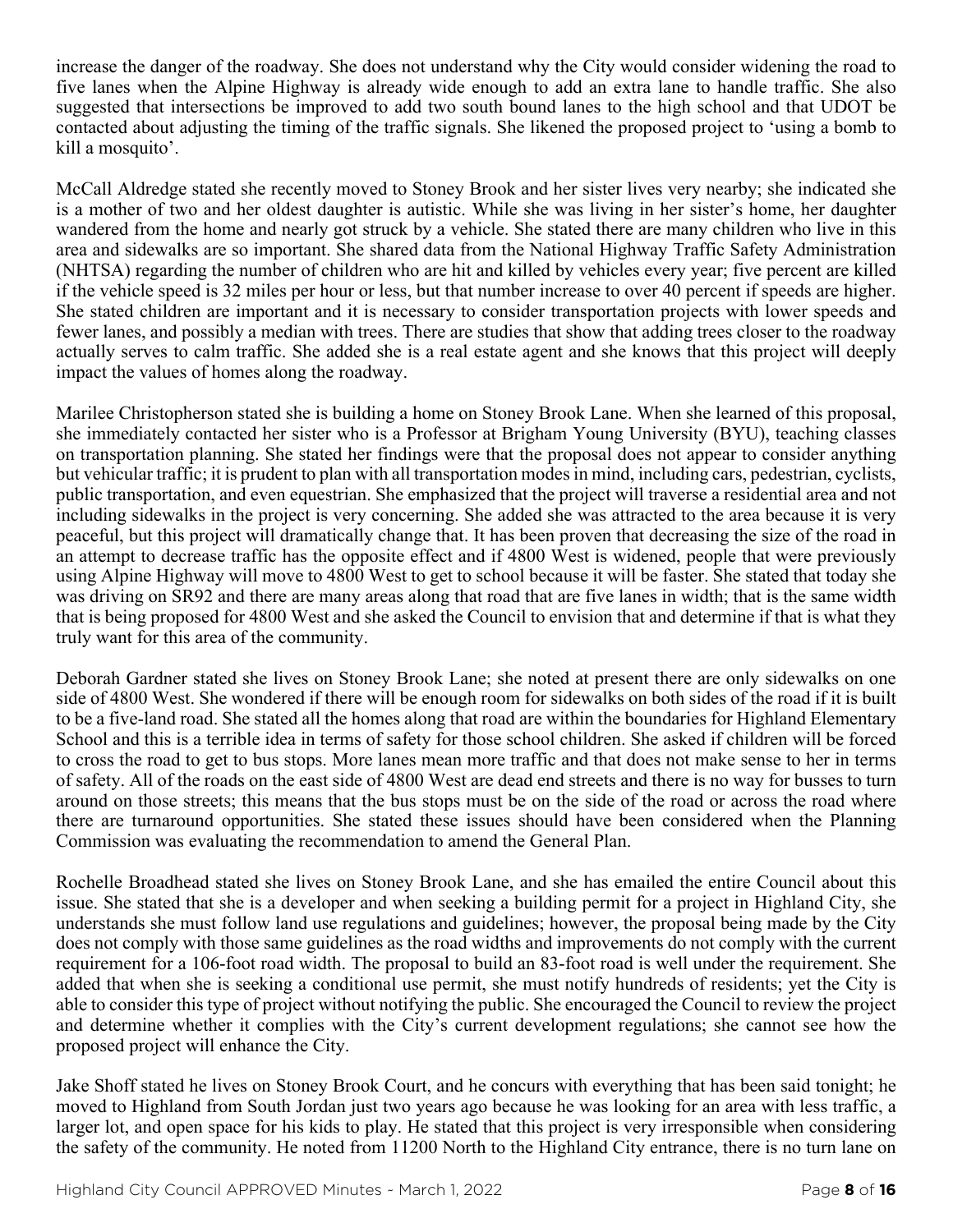increase the danger of the roadway. She does not understand why the City would consider widening the road to five lanes when the Alpine Highway is already wide enough to add an extra lane to handle traffic. She also suggested that intersections be improved to add two south bound lanes to the high school and that UDOT be contacted about adjusting the timing of the traffic signals. She likened the proposed project to 'using a bomb to kill a mosquito'.

McCall Aldredge stated she recently moved to Stoney Brook and her sister lives very nearby; she indicated she is a mother of two and her oldest daughter is autistic. While she was living in her sister's home, her daughter wandered from the home and nearly got struck by a vehicle. She stated there are many children who live in this area and sidewalks are so important. She shared data from the National Highway Traffic Safety Administration (NHTSA) regarding the number of children who are hit and killed by vehicles every year; five percent are killed if the vehicle speed is 32 miles per hour or less, but that number increase to over 40 percent if speeds are higher. She stated children are important and it is necessary to consider transportation projects with lower speeds and fewer lanes, and possibly a median with trees. There are studies that show that adding trees closer to the roadway actually serves to calm traffic. She added she is a real estate agent and she knows that this project will deeply impact the values of homes along the roadway.

Marilee Christopherson stated she is building a home on Stoney Brook Lane. When she learned of this proposal, she immediately contacted her sister who is a Professor at Brigham Young University (BYU), teaching classes on transportation planning. She stated her findings were that the proposal does not appear to consider anything but vehicular traffic; it is prudent to plan with all transportation modes in mind, including cars, pedestrian, cyclists, public transportation, and even equestrian. She emphasized that the project will traverse a residential area and not including sidewalks in the project is very concerning. She added she was attracted to the area because it is very peaceful, but this project will dramatically change that. It has been proven that decreasing the size of the road in an attempt to decrease traffic has the opposite effect and if 4800 West is widened, people that were previously using Alpine Highway will move to 4800 West to get to school because it will be faster. She stated that today she was driving on SR92 and there are many areas along that road that are five lanes in width; that is the same width that is being proposed for 4800 West and she asked the Council to envision that and determine if that is what they truly want for this area of the community.

Deborah Gardner stated she lives on Stoney Brook Lane; she noted at present there are only sidewalks on one side of 4800 West. She wondered if there will be enough room for sidewalks on both sides of the road if it is built to be a five-land road. She stated all the homes along that road are within the boundaries for Highland Elementary School and this is a terrible idea in terms of safety for those school children. She asked if children will be forced to cross the road to get to bus stops. More lanes mean more traffic and that does not make sense to her in terms of safety. All of the roads on the east side of 4800 West are dead end streets and there is no way for busses to turn around on those streets; this means that the bus stops must be on the side of the road or across the road where there are turnaround opportunities. She stated these issues should have been considered when the Planning Commission was evaluating the recommendation to amend the General Plan.

Rochelle Broadhead stated she lives on Stoney Brook Lane, and she has emailed the entire Council about this issue. She stated that she is a developer and when seeking a building permit for a project in Highland City, she understands she must follow land use regulations and guidelines; however, the proposal being made by the City does not comply with those same guidelines as the road widths and improvements do not comply with the current requirement for a 106-foot road width. The proposal to build an 83-foot road is well under the requirement. She added that when she is seeking a conditional use permit, she must notify hundreds of residents; yet the City is able to consider this type of project without notifying the public. She encouraged the Council to review the project and determine whether it complies with the City's current development regulations; she cannot see how the proposed project will enhance the City.

Jake Shoff stated he lives on Stoney Brook Court, and he concurs with everything that has been said tonight; he moved to Highland from South Jordan just two years ago because he was looking for an area with less traffic, a larger lot, and open space for his kids to play. He stated that this project is very irresponsible when considering the safety of the community. He noted from 11200 North to the Highland City entrance, there is no turn lane on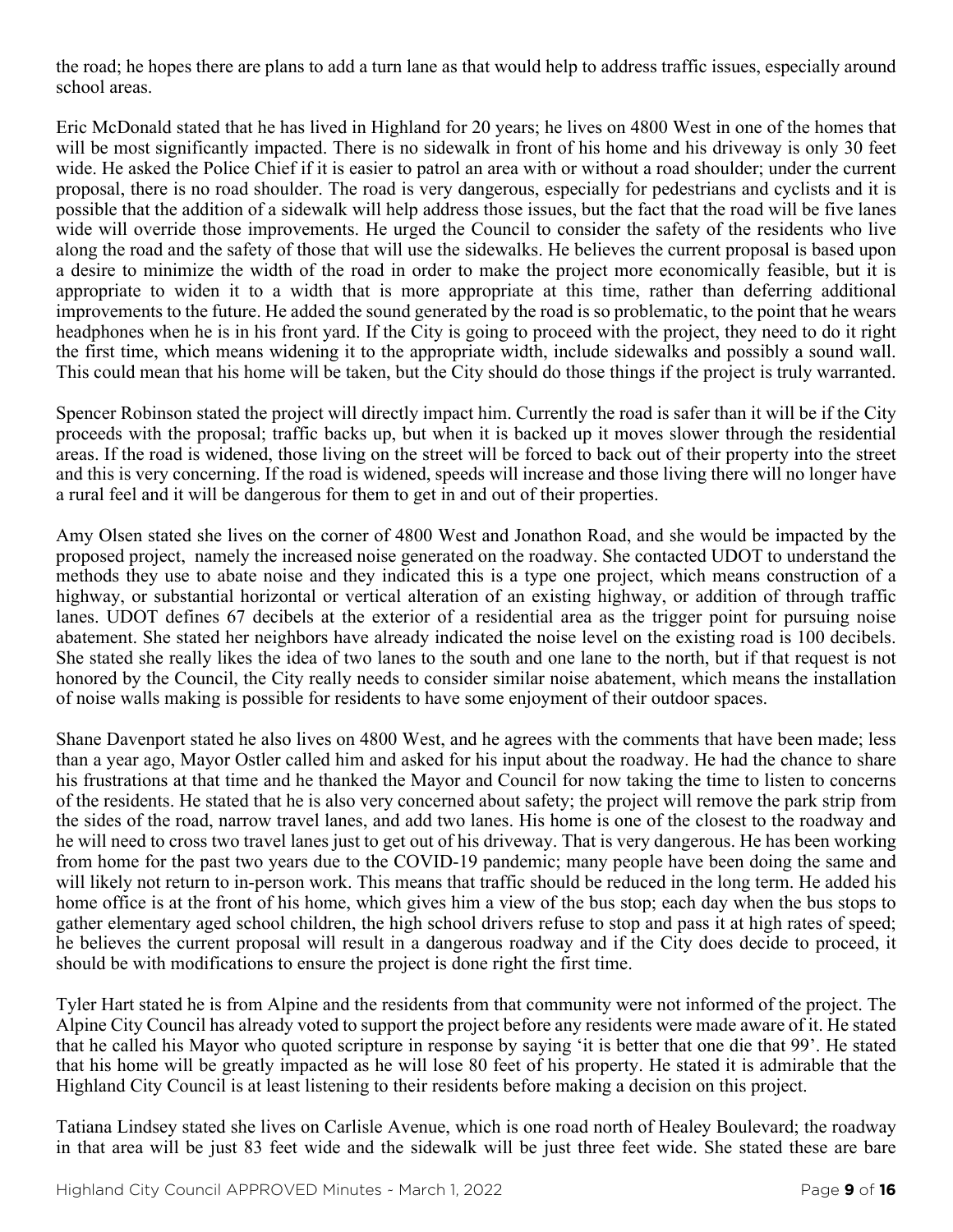the road; he hopes there are plans to add a turn lane as that would help to address traffic issues, especially around school areas.

Eric McDonald stated that he has lived in Highland for 20 years; he lives on 4800 West in one of the homes that will be most significantly impacted. There is no sidewalk in front of his home and his driveway is only 30 feet wide. He asked the Police Chief if it is easier to patrol an area with or without a road shoulder; under the current proposal, there is no road shoulder. The road is very dangerous, especially for pedestrians and cyclists and it is possible that the addition of a sidewalk will help address those issues, but the fact that the road will be five lanes wide will override those improvements. He urged the Council to consider the safety of the residents who live along the road and the safety of those that will use the sidewalks. He believes the current proposal is based upon a desire to minimize the width of the road in order to make the project more economically feasible, but it is appropriate to widen it to a width that is more appropriate at this time, rather than deferring additional improvements to the future. He added the sound generated by the road is so problematic, to the point that he wears headphones when he is in his front yard. If the City is going to proceed with the project, they need to do it right the first time, which means widening it to the appropriate width, include sidewalks and possibly a sound wall. This could mean that his home will be taken, but the City should do those things if the project is truly warranted.

Spencer Robinson stated the project will directly impact him. Currently the road is safer than it will be if the City proceeds with the proposal; traffic backs up, but when it is backed up it moves slower through the residential areas. If the road is widened, those living on the street will be forced to back out of their property into the street and this is very concerning. If the road is widened, speeds will increase and those living there will no longer have a rural feel and it will be dangerous for them to get in and out of their properties.

Amy Olsen stated she lives on the corner of 4800 West and Jonathon Road, and she would be impacted by the proposed project, namely the increased noise generated on the roadway. She contacted UDOT to understand the methods they use to abate noise and they indicated this is a type one project, which means construction of a highway, or substantial horizontal or vertical alteration of an existing highway, or addition of through traffic lanes. UDOT defines 67 decibels at the exterior of a residential area as the trigger point for pursuing noise abatement. She stated her neighbors have already indicated the noise level on the existing road is 100 decibels. She stated she really likes the idea of two lanes to the south and one lane to the north, but if that request is not honored by the Council, the City really needs to consider similar noise abatement, which means the installation of noise walls making is possible for residents to have some enjoyment of their outdoor spaces.

Shane Davenport stated he also lives on 4800 West, and he agrees with the comments that have been made; less than a year ago, Mayor Ostler called him and asked for his input about the roadway. He had the chance to share his frustrations at that time and he thanked the Mayor and Council for now taking the time to listen to concerns of the residents. He stated that he is also very concerned about safety; the project will remove the park strip from the sides of the road, narrow travel lanes, and add two lanes. His home is one of the closest to the roadway and he will need to cross two travel lanes just to get out of his driveway. That is very dangerous. He has been working from home for the past two years due to the COVID-19 pandemic; many people have been doing the same and will likely not return to in-person work. This means that traffic should be reduced in the long term. He added his home office is at the front of his home, which gives him a view of the bus stop; each day when the bus stops to gather elementary aged school children, the high school drivers refuse to stop and pass it at high rates of speed; he believes the current proposal will result in a dangerous roadway and if the City does decide to proceed, it should be with modifications to ensure the project is done right the first time.

Tyler Hart stated he is from Alpine and the residents from that community were not informed of the project. The Alpine City Council has already voted to support the project before any residents were made aware of it. He stated that he called his Mayor who quoted scripture in response by saying 'it is better that one die that 99'. He stated that his home will be greatly impacted as he will lose 80 feet of his property. He stated it is admirable that the Highland City Council is at least listening to their residents before making a decision on this project.

Tatiana Lindsey stated she lives on Carlisle Avenue, which is one road north of Healey Boulevard; the roadway in that area will be just 83 feet wide and the sidewalk will be just three feet wide. She stated these are bare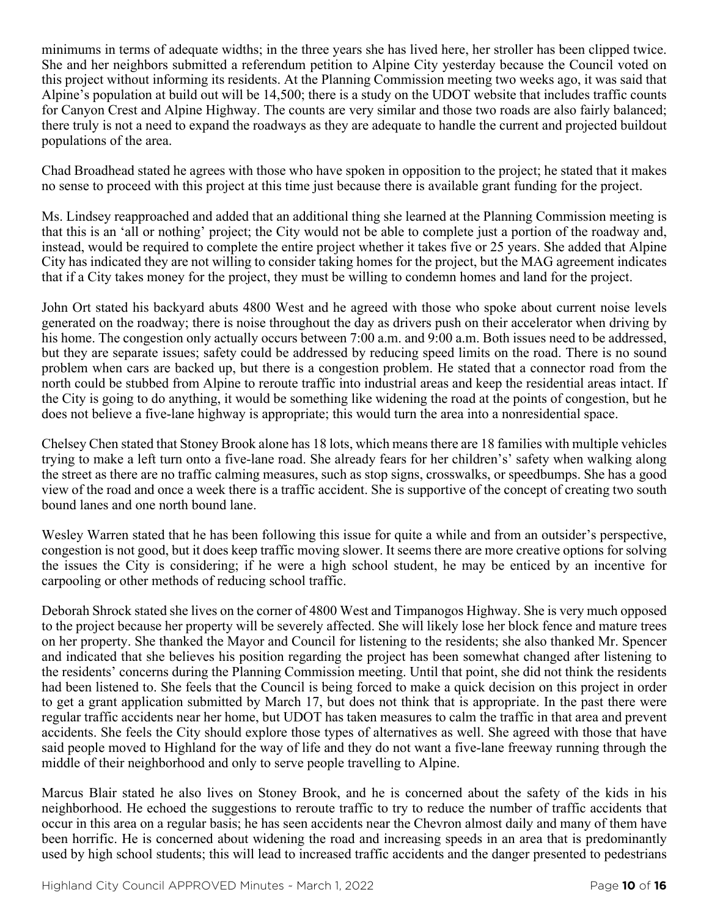minimums in terms of adequate widths; in the three years she has lived here, her stroller has been clipped twice. She and her neighbors submitted a referendum petition to Alpine City yesterday because the Council voted on this project without informing its residents. At the Planning Commission meeting two weeks ago, it was said that Alpine's population at build out will be 14,500; there is a study on the UDOT website that includes traffic counts for Canyon Crest and Alpine Highway. The counts are very similar and those two roads are also fairly balanced; there truly is not a need to expand the roadways as they are adequate to handle the current and projected buildout populations of the area.

Chad Broadhead stated he agrees with those who have spoken in opposition to the project; he stated that it makes no sense to proceed with this project at this time just because there is available grant funding for the project.

Ms. Lindsey reapproached and added that an additional thing she learned at the Planning Commission meeting is that this is an 'all or nothing' project; the City would not be able to complete just a portion of the roadway and, instead, would be required to complete the entire project whether it takes five or 25 years. She added that Alpine City has indicated they are not willing to consider taking homes for the project, but the MAG agreement indicates that if a City takes money for the project, they must be willing to condemn homes and land for the project.

John Ort stated his backyard abuts 4800 West and he agreed with those who spoke about current noise levels generated on the roadway; there is noise throughout the day as drivers push on their accelerator when driving by his home. The congestion only actually occurs between 7:00 a.m. and 9:00 a.m. Both issues need to be addressed, but they are separate issues; safety could be addressed by reducing speed limits on the road. There is no sound problem when cars are backed up, but there is a congestion problem. He stated that a connector road from the north could be stubbed from Alpine to reroute traffic into industrial areas and keep the residential areas intact. If the City is going to do anything, it would be something like widening the road at the points of congestion, but he does not believe a five-lane highway is appropriate; this would turn the area into a nonresidential space.

Chelsey Chen stated that Stoney Brook alone has 18 lots, which means there are 18 families with multiple vehicles trying to make a left turn onto a five-lane road. She already fears for her childrens's' safety when walking along the street as there are no traffic calming measures, such as stop signs, crosswalks, or speedbumps. She has a good view of the road and once a week there is a traffic accident. She is supportive of the concept of creating two south bound lanes and one north bound lane.

Wesley Warren stated that he has been following this issue for quite a while and from an outsider's perspective, congestion is not good, but it does keep traffic moving slower. It seems there are more creative options for solving the issues the City is considering; if he were a high school student, he may be enticed by an incentive for carpooling or other methods of reducing school traffic.

Deborah Shrock stated she lives on the corner of 4800 West and Timpanogos Highway. She is very much opposed to the project because her property will be severely affected. She will likely lose her block fence and mature trees on her property. She thanked the Mayor and Council for listening to the residents; she also thanked Mr. Spencer and indicated that she believes his position regarding the project has been somewhat changed after listening to the residents' concerns during the Planning Commission meeting. Until that point, she did not think the residents had been listened to. She feels that the Council is being forced to make a quick decision on this project in order to get a grant application submitted by March 17, but does not think that is appropriate. In the past there were regular traffic accidents near her home, but UDOT has taken measures to calm the traffic in that area and prevent accidents. She feels the City should explore those types of alternatives as well. She agreed with those that have said people moved to Highland for the way of life and they do not want a five-lane freeway running through the middle of their neighborhood and only to serve people travelling to Alpine.

Marcus Blair stated he also lives on Stoney Brook, and he is concerned about the safety of the kids in his neighborhood. He echoed the suggestions to reroute traffic to try to reduce the number of traffic accidents that occur in this area on a regular basis; he has seen accidents near the Chevron almost daily and many of them have been horrific. He is concerned about widening the road and increasing speeds in an area that is predominantly used by high school students; this will lead to increased traffic accidents and the danger presented to pedestrians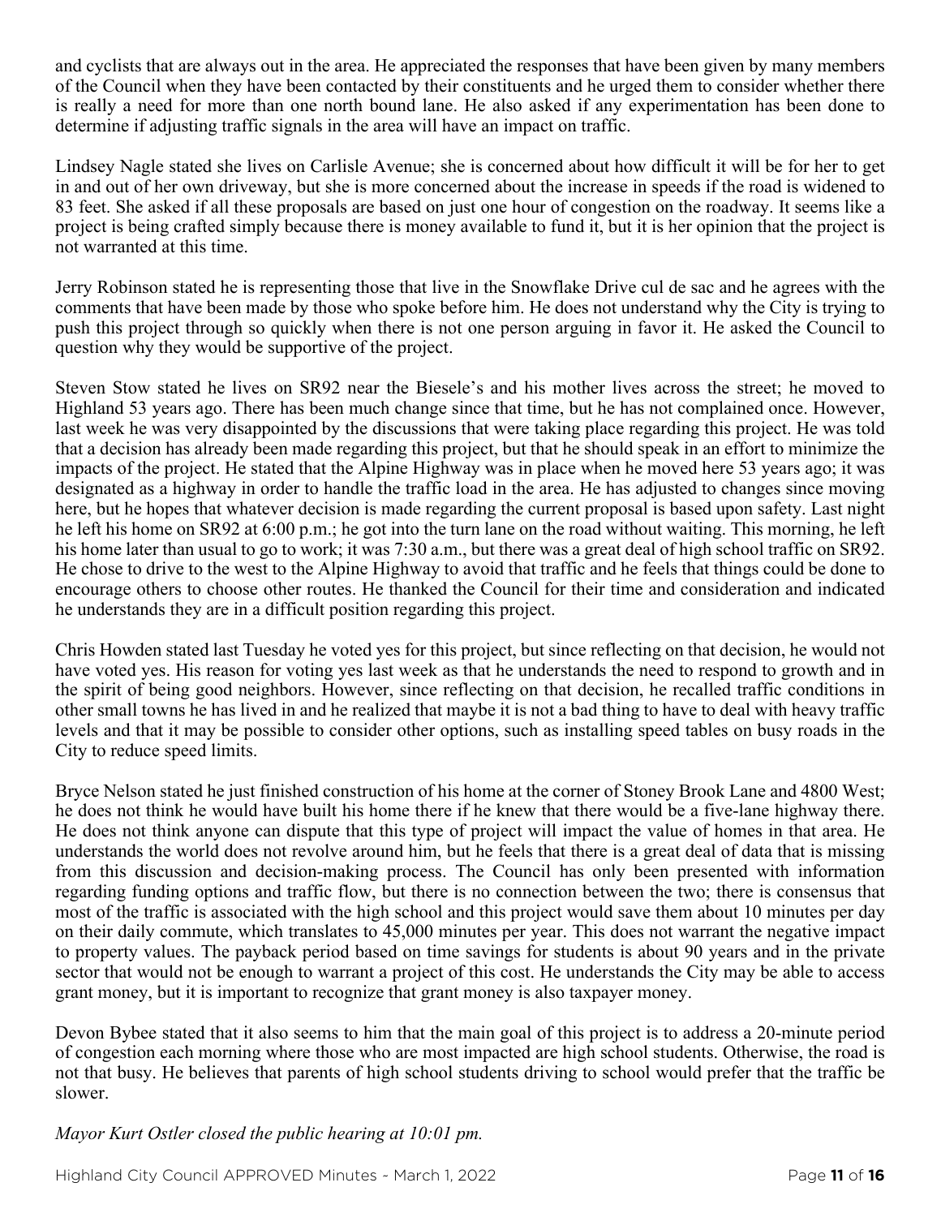and cyclists that are always out in the area. He appreciated the responses that have been given by many members of the Council when they have been contacted by their constituents and he urged them to consider whether there is really a need for more than one north bound lane. He also asked if any experimentation has been done to determine if adjusting traffic signals in the area will have an impact on traffic.

Lindsey Nagle stated she lives on Carlisle Avenue; she is concerned about how difficult it will be for her to get in and out of her own driveway, but she is more concerned about the increase in speeds if the road is widened to 83 feet. She asked if all these proposals are based on just one hour of congestion on the roadway. It seems like a project is being crafted simply because there is money available to fund it, but it is her opinion that the project is not warranted at this time.

Jerry Robinson stated he is representing those that live in the Snowflake Drive cul de sac and he agrees with the comments that have been made by those who spoke before him. He does not understand why the City is trying to push this project through so quickly when there is not one person arguing in favor it. He asked the Council to question why they would be supportive of the project.

Steven Stow stated he lives on SR92 near the Biesele's and his mother lives across the street; he moved to Highland 53 years ago. There has been much change since that time, but he has not complained once. However, last week he was very disappointed by the discussions that were taking place regarding this project. He was told that a decision has already been made regarding this project, but that he should speak in an effort to minimize the impacts of the project. He stated that the Alpine Highway was in place when he moved here 53 years ago; it was designated as a highway in order to handle the traffic load in the area. He has adjusted to changes since moving here, but he hopes that whatever decision is made regarding the current proposal is based upon safety. Last night he left his home on SR92 at 6:00 p.m.; he got into the turn lane on the road without waiting. This morning, he left his home later than usual to go to work; it was 7:30 a.m., but there was a great deal of high school traffic on SR92. He chose to drive to the west to the Alpine Highway to avoid that traffic and he feels that things could be done to encourage others to choose other routes. He thanked the Council for their time and consideration and indicated he understands they are in a difficult position regarding this project.

Chris Howden stated last Tuesday he voted yes for this project, but since reflecting on that decision, he would not have voted yes. His reason for voting yes last week as that he understands the need to respond to growth and in the spirit of being good neighbors. However, since reflecting on that decision, he recalled traffic conditions in other small towns he has lived in and he realized that maybe it is not a bad thing to have to deal with heavy traffic levels and that it may be possible to consider other options, such as installing speed tables on busy roads in the City to reduce speed limits.

Bryce Nelson stated he just finished construction of his home at the corner of Stoney Brook Lane and 4800 West; he does not think he would have built his home there if he knew that there would be a five-lane highway there. He does not think anyone can dispute that this type of project will impact the value of homes in that area. He understands the world does not revolve around him, but he feels that there is a great deal of data that is missing from this discussion and decision-making process. The Council has only been presented with information regarding funding options and traffic flow, but there is no connection between the two; there is consensus that most of the traffic is associated with the high school and this project would save them about 10 minutes per day on their daily commute, which translates to 45,000 minutes per year. This does not warrant the negative impact to property values. The payback period based on time savings for students is about 90 years and in the private sector that would not be enough to warrant a project of this cost. He understands the City may be able to access grant money, but it is important to recognize that grant money is also taxpayer money.

Devon Bybee stated that it also seems to him that the main goal of this project is to address a 20-minute period of congestion each morning where those who are most impacted are high school students. Otherwise, the road is not that busy. He believes that parents of high school students driving to school would prefer that the traffic be slower.

*Mayor Kurt Ostler closed the public hearing at 10:01 pm.*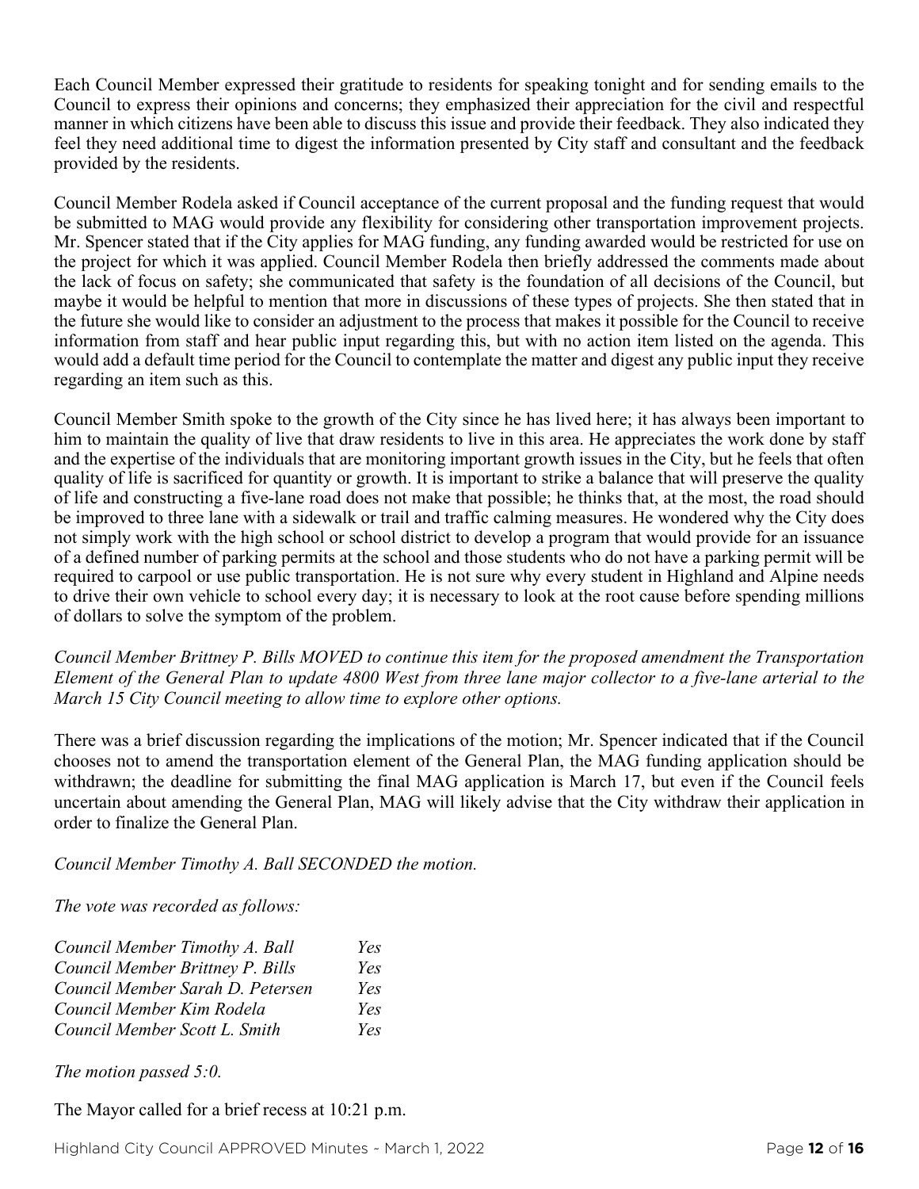Each Council Member expressed their gratitude to residents for speaking tonight and for sending emails to the Council to express their opinions and concerns; they emphasized their appreciation for the civil and respectful manner in which citizens have been able to discuss this issue and provide their feedback. They also indicated they feel they need additional time to digest the information presented by City staff and consultant and the feedback provided by the residents.

Council Member Rodela asked if Council acceptance of the current proposal and the funding request that would be submitted to MAG would provide any flexibility for considering other transportation improvement projects. Mr. Spencer stated that if the City applies for MAG funding, any funding awarded would be restricted for use on the project for which it was applied. Council Member Rodela then briefly addressed the comments made about the lack of focus on safety; she communicated that safety is the foundation of all decisions of the Council, but maybe it would be helpful to mention that more in discussions of these types of projects. She then stated that in the future she would like to consider an adjustment to the process that makes it possible for the Council to receive information from staff and hear public input regarding this, but with no action item listed on the agenda. This would add a default time period for the Council to contemplate the matter and digest any public input they receive regarding an item such as this.

Council Member Smith spoke to the growth of the City since he has lived here; it has always been important to him to maintain the quality of live that draw residents to live in this area. He appreciates the work done by staff and the expertise of the individuals that are monitoring important growth issues in the City, but he feels that often quality of life is sacrificed for quantity or growth. It is important to strike a balance that will preserve the quality of life and constructing a five-lane road does not make that possible; he thinks that, at the most, the road should be improved to three lane with a sidewalk or trail and traffic calming measures. He wondered why the City does not simply work with the high school or school district to develop a program that would provide for an issuance of a defined number of parking permits at the school and those students who do not have a parking permit will be required to carpool or use public transportation. He is not sure why every student in Highland and Alpine needs to drive their own vehicle to school every day; it is necessary to look at the root cause before spending millions of dollars to solve the symptom of the problem.

*Council Member Brittney P. Bills MOVED to continue this item for the proposed amendment the Transportation Element of the General Plan to update 4800 West from three lane major collector to a five-lane arterial to the March 15 City Council meeting to allow time to explore other options.*

There was a brief discussion regarding the implications of the motion; Mr. Spencer indicated that if the Council chooses not to amend the transportation element of the General Plan, the MAG funding application should be withdrawn; the deadline for submitting the final MAG application is March 17, but even if the Council feels uncertain about amending the General Plan, MAG will likely advise that the City withdraw their application in order to finalize the General Plan.

*Council Member Timothy A. Ball SECONDED the motion.*

*The vote was recorded as follows:*

| | |
|---|---|
| *Council Member Timothy A. Ball* | *Yes* |
| *Council Member Brittney P. Bills* | *Yes* |
| *Council Member Sarah D. Petersen* | *Yes* |
| *Council Member Kim Rodela* | *Yes* |
| *Council Member Scott L. Smith* | *Yes* |

*The motion passed 5:0.*

The Mayor called for a brief recess at 10:21 p.m.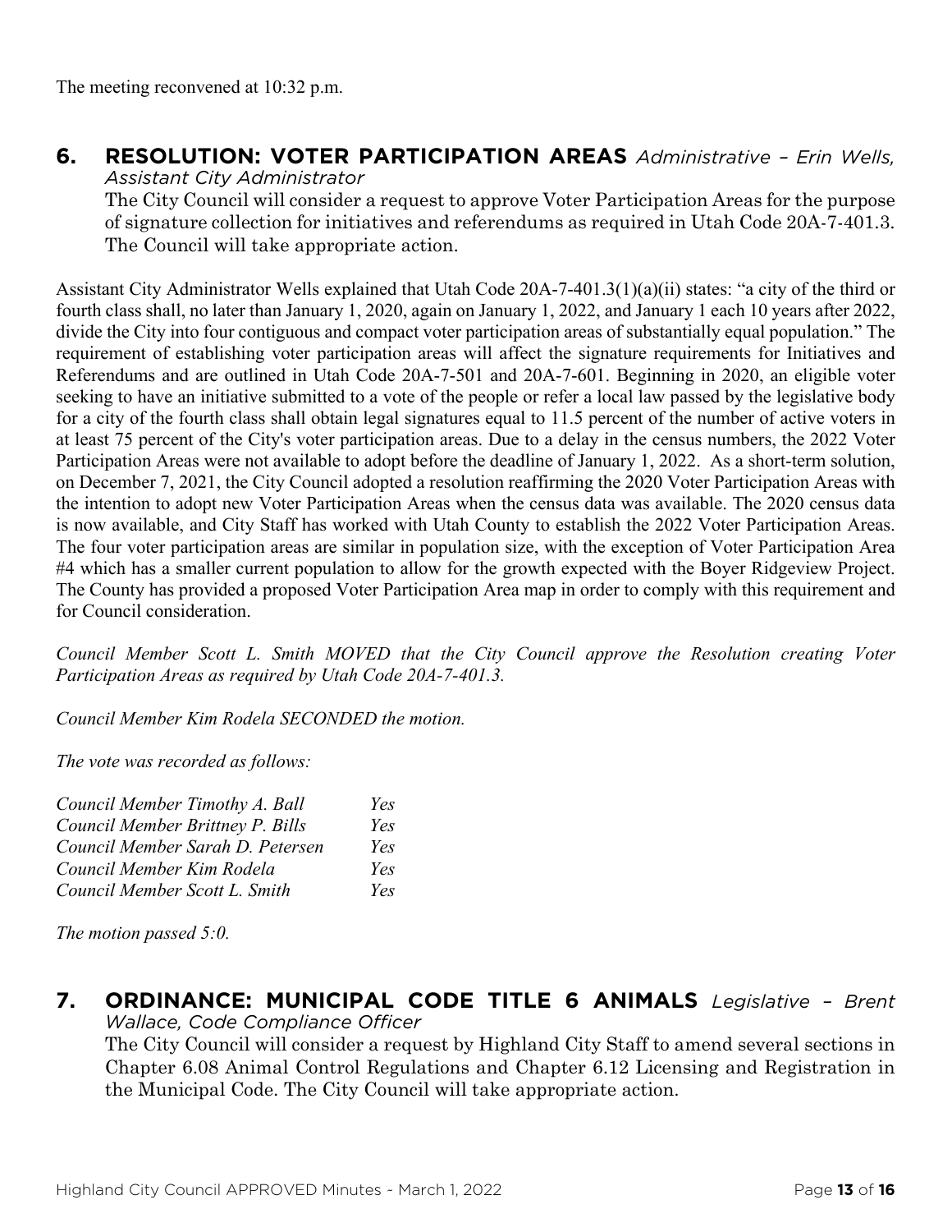The meeting reconvened at 10:32 p.m.

## 6. RESOLUTION: VOTER PARTICIPATION AREAS *Administrative – Erin Wells, Assistant City Administrator*

The City Council will consider a request to approve Voter Participation Areas for the purpose of signature collection for initiatives and referendums as required in Utah Code 20A-7-401.3. The Council will take appropriate action.

Assistant City Administrator Wells explained that Utah Code 20A-7-401.3(1)(a)(ii) states: "a city of the third or fourth class shall, no later than January 1, 2020, again on January 1, 2022, and January 1 each 10 years after 2022, divide the City into four contiguous and compact voter participation areas of substantially equal population." The requirement of establishing voter participation areas will affect the signature requirements for Initiatives and Referendums and are outlined in Utah Code 20A-7-501 and 20A-7-601. Beginning in 2020, an eligible voter seeking to have an initiative submitted to a vote of the people or refer a local law passed by the legislative body for a city of the fourth class shall obtain legal signatures equal to 11.5 percent of the number of active voters in at least 75 percent of the City's voter participation areas. Due to a delay in the census numbers, the 2022 Voter Participation Areas were not available to adopt before the deadline of January 1, 2022. As a short-term solution, on December 7, 2021, the City Council adopted a resolution reaffirming the 2020 Voter Participation Areas with the intention to adopt new Voter Participation Areas when the census data was available. The 2020 census data is now available, and City Staff has worked with Utah County to establish the 2022 Voter Participation Areas. The four voter participation areas are similar in population size, with the exception of Voter Participation Area #4 which has a smaller current population to allow for the growth expected with the Boyer Ridgeview Project. The County has provided a proposed Voter Participation Area map in order to comply with this requirement and for Council consideration.

*Council Member Scott L. Smith MOVED that the City Council approve the Resolution creating Voter Participation Areas as required by Utah Code 20A-7-401.3.*

*Council Member Kim Rodela SECONDED the motion.*

*The vote was recorded as follows:*

| | |
|---|---|
| *Council Member Timothy A. Ball* | *Yes* |
| *Council Member Brittney P. Bills* | *Yes* |
| *Council Member Sarah D. Petersen* | *Yes* |
| *Council Member Kim Rodela* | *Yes* |
| *Council Member Scott L. Smith* | *Yes* |

*The motion passed 5:0.*

## 7. ORDINANCE: MUNICIPAL CODE TITLE 6 ANIMALS *Legislative – Brent Wallace, Code Compliance Officer*

The City Council will consider a request by Highland City Staff to amend several sections in Chapter 6.08 Animal Control Regulations and Chapter 6.12 Licensing and Registration in the Municipal Code. The City Council will take appropriate action.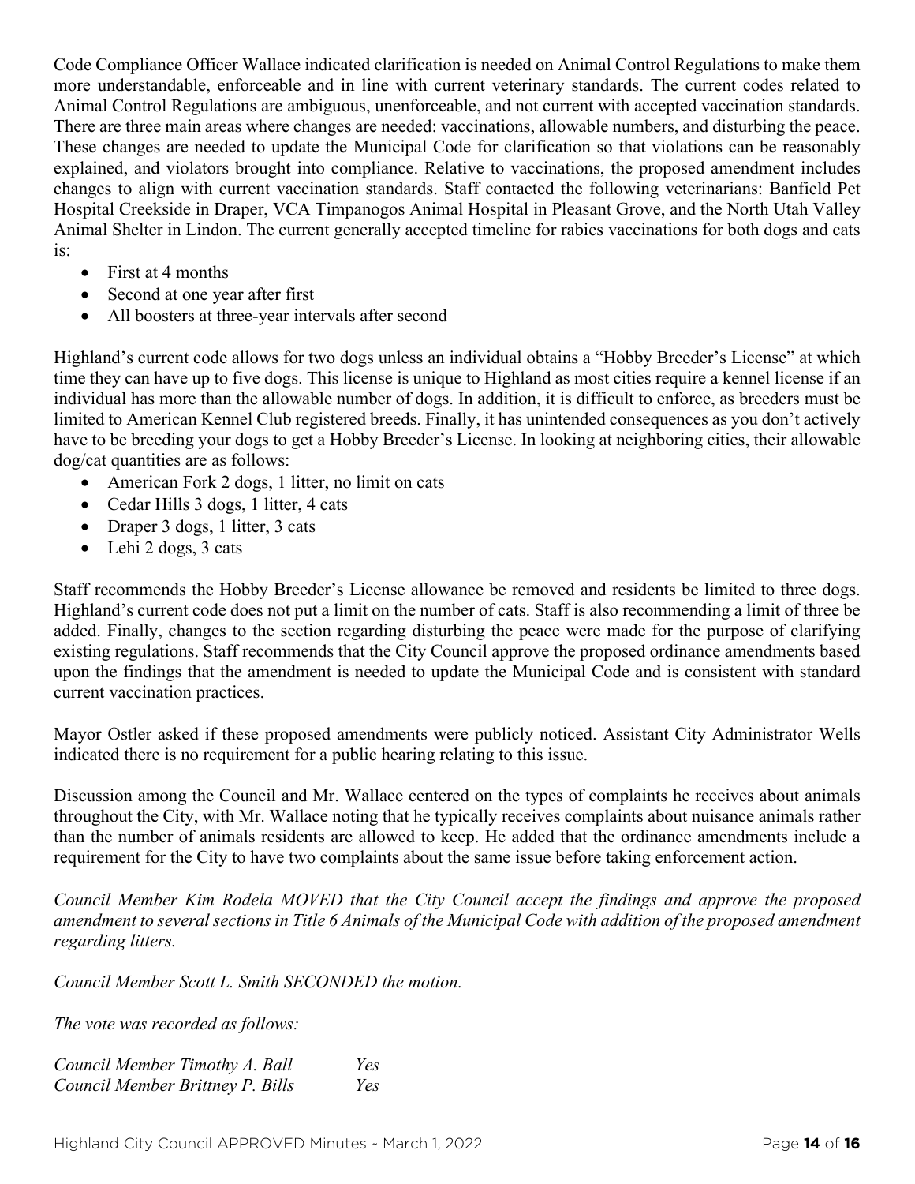Code Compliance Officer Wallace indicated clarification is needed on Animal Control Regulations to make them more understandable, enforceable and in line with current veterinary standards. The current codes related to Animal Control Regulations are ambiguous, unenforceable, and not current with accepted vaccination standards. There are three main areas where changes are needed: vaccinations, allowable numbers, and disturbing the peace. These changes are needed to update the Municipal Code for clarification so that violations can be reasonably explained, and violators brought into compliance. Relative to vaccinations, the proposed amendment includes changes to align with current vaccination standards. Staff contacted the following veterinarians: Banfield Pet Hospital Creekside in Draper, VCA Timpanogos Animal Hospital in Pleasant Grove, and the North Utah Valley Animal Shelter in Lindon. The current generally accepted timeline for rabies vaccinations for both dogs and cats is:

- First at 4 months
- Second at one year after first
- All boosters at three-year intervals after second

Highland's current code allows for two dogs unless an individual obtains a "Hobby Breeder's License" at which time they can have up to five dogs. This license is unique to Highland as most cities require a kennel license if an individual has more than the allowable number of dogs. In addition, it is difficult to enforce, as breeders must be limited to American Kennel Club registered breeds. Finally, it has unintended consequences as you don't actively have to be breeding your dogs to get a Hobby Breeder's License. In looking at neighboring cities, their allowable dog/cat quantities are as follows:

- American Fork 2 dogs, 1 litter, no limit on cats
- Cedar Hills 3 dogs, 1 litter, 4 cats
- Draper 3 dogs, 1 litter, 3 cats
- Lehi 2 dogs, 3 cats

Staff recommends the Hobby Breeder's License allowance be removed and residents be limited to three dogs. Highland's current code does not put a limit on the number of cats. Staff is also recommending a limit of three be added. Finally, changes to the section regarding disturbing the peace were made for the purpose of clarifying existing regulations. Staff recommends that the City Council approve the proposed ordinance amendments based upon the findings that the amendment is needed to update the Municipal Code and is consistent with standard current vaccination practices.

Mayor Ostler asked if these proposed amendments were publicly noticed. Assistant City Administrator Wells indicated there is no requirement for a public hearing relating to this issue.

Discussion among the Council and Mr. Wallace centered on the types of complaints he receives about animals throughout the City, with Mr. Wallace noting that he typically receives complaints about nuisance animals rather than the number of animals residents are allowed to keep. He added that the ordinance amendments include a requirement for the City to have two complaints about the same issue before taking enforcement action.

*Council Member Kim Rodela MOVED that the City Council accept the findings and approve the proposed amendment to several sections in Title 6 Animals of the Municipal Code with addition of the proposed amendment regarding litters.*

*Council Member Scott L. Smith SECONDED the motion.*

*The vote was recorded as follows:*

*Council Member Timothy A. Ball* *Yes*
*Council Member Brittney P. Bills* *Yes*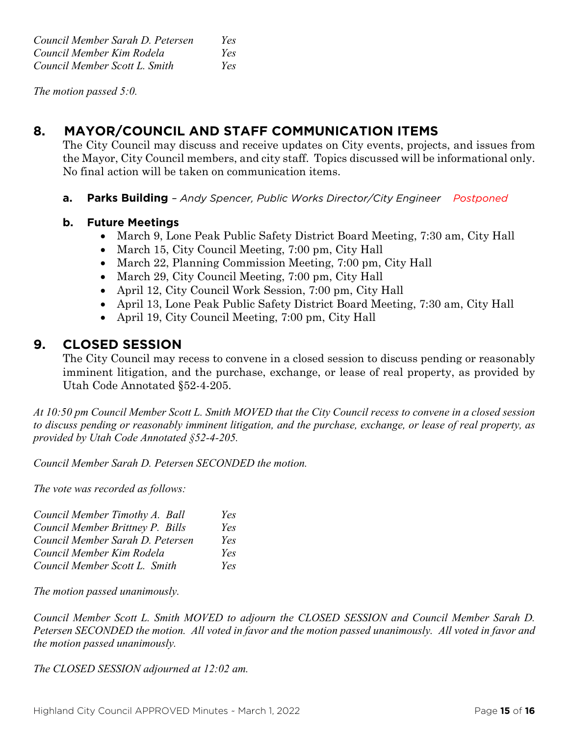*Council Member Sarah D. Petersen Yes*
*Council Member Kim Rodela Yes*
*Council Member Scott L. Smith Yes*

*The motion passed 5:0.*

## 8. MAYOR/COUNCIL AND STAFF COMMUNICATION ITEMS

The City Council may discuss and receive updates on City events, projects, and issues from the Mayor, City Council members, and city staff. Topics discussed will be informational only. No final action will be taken on communication items.

**a. Parks Building** – *Andy Spencer, Public Works Director/City Engineer* *Postponed*

**b. Future Meetings**

- March 9, Lone Peak Public Safety District Board Meeting, 7:30 am, City Hall
- March 15, City Council Meeting, 7:00 pm, City Hall
- March 22, Planning Commission Meeting, 7:00 pm, City Hall
- March 29, City Council Meeting, 7:00 pm, City Hall
- April 12, City Council Work Session, 7:00 pm, City Hall
- April 13, Lone Peak Public Safety District Board Meeting, 7:30 am, City Hall
- April 19, City Council Meeting, 7:00 pm, City Hall

## 9. CLOSED SESSION

The City Council may recess to convene in a closed session to discuss pending or reasonably imminent litigation, and the purchase, exchange, or lease of real property, as provided by Utah Code Annotated §52-4-205.

*At 10:50 pm Council Member Scott L. Smith MOVED that the City Council recess to convene in a closed session to discuss pending or reasonably imminent litigation, and the purchase, exchange, or lease of real property, as provided by Utah Code Annotated §52-4-205.*

*Council Member Sarah D. Petersen SECONDED the motion.*

*The vote was recorded as follows:*

*Council Member Timothy A. Ball Yes*
*Council Member Brittney P. Bills Yes*
*Council Member Sarah D. Petersen Yes*
*Council Member Kim Rodela Yes*
*Council Member Scott L. Smith Yes*

*The motion passed unanimously.*

*Council Member Scott L. Smith MOVED to adjourn the CLOSED SESSION and Council Member Sarah D. Petersen SECONDED the motion. All voted in favor and the motion passed unanimously. All voted in favor and the motion passed unanimously.*

*The CLOSED SESSION adjourned at 12:02 am.*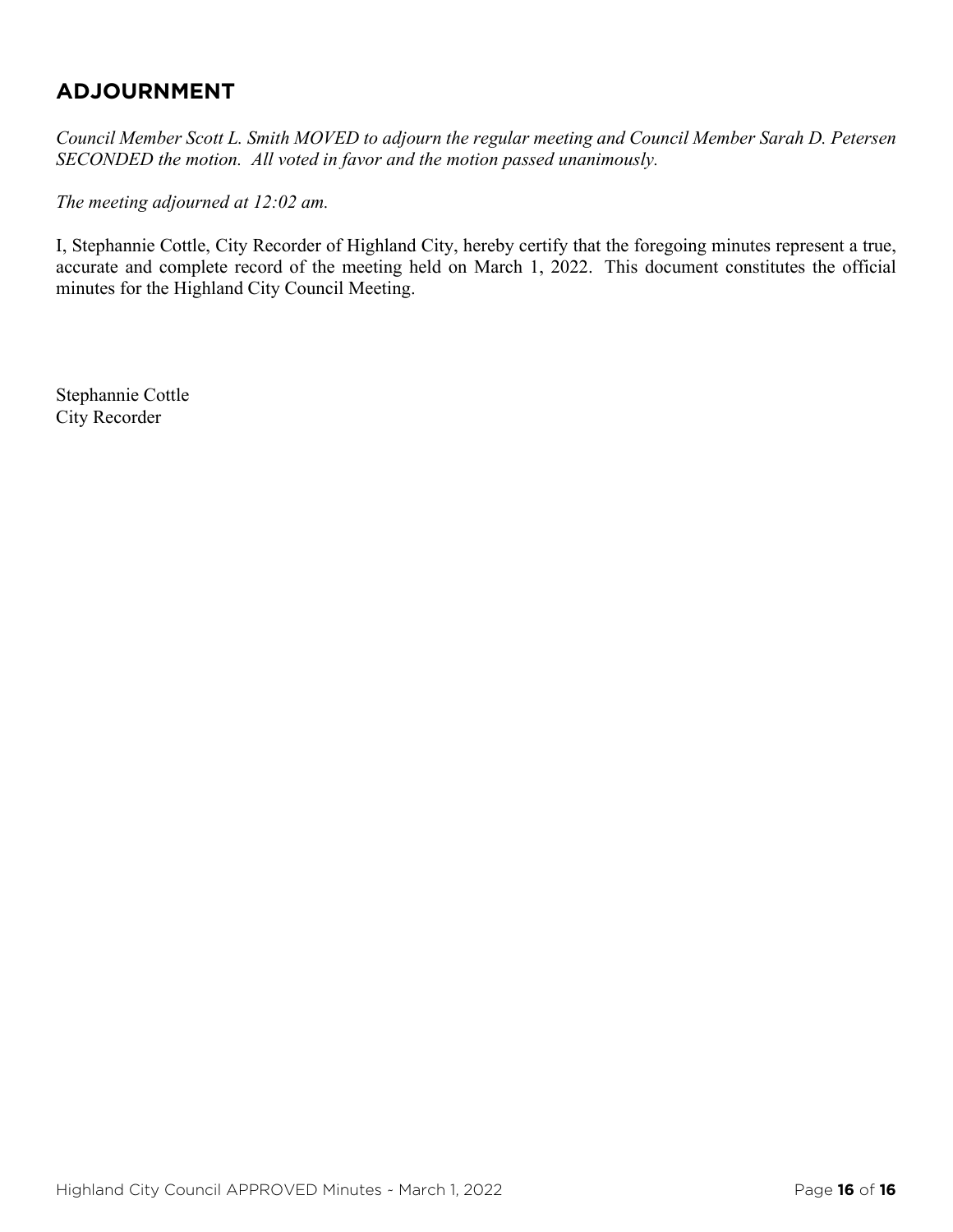## ADJOURNMENT

*Council Member Scott L. Smith MOVED to adjourn the regular meeting and Council Member Sarah D. Petersen SECONDED the motion. All voted in favor and the motion passed unanimously.*

*The meeting adjourned at 12:02 am.*

I, Stephannie Cottle, City Recorder of Highland City, hereby certify that the foregoing minutes represent a true, accurate and complete record of the meeting held on March 1, 2022. This document constitutes the official minutes for the Highland City Council Meeting.

Stephannie Cottle
City Recorder